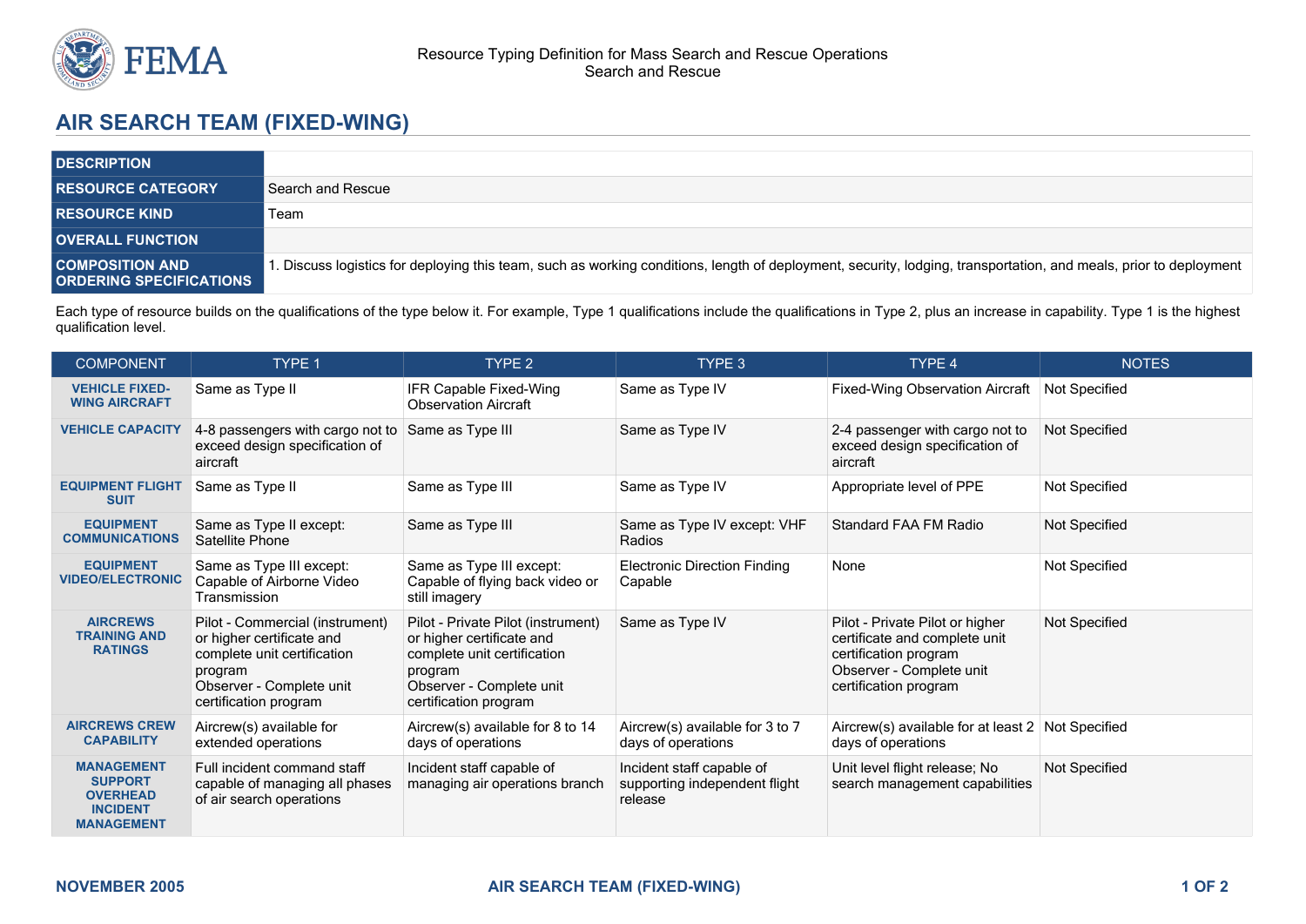Resource Typing Definition for Mass Search and Rescue Operations
Search and Rescue

# AIR SEARCH TEAM (FIXED-WING)

| | |
|---|---|
| **DESCRIPTION** | |
| **RESOURCE CATEGORY** | Search and Rescue |
| **RESOURCE KIND** | Team |
| **OVERALL FUNCTION** | |
| **COMPOSITION AND ORDERING SPECIFICATIONS** | 1. Discuss logistics for deploying this team, such as working conditions, length of deployment, security, lodging, transportation, and meals, prior to deployment |

Each type of resource builds on the qualifications of the type below it. For example, Type 1 qualifications include the qualifications in Type 2, plus an increase in capability. Type 1 is the highest qualification level.

| COMPONENT | TYPE 1 | TYPE 2 | TYPE 3 | TYPE 4 | NOTES |
|---|---|---|---|---|---|
| **VEHICLE FIXED-WING AIRCRAFT** | Same as Type II | IFR Capable Fixed-Wing Observation Aircraft | Same as Type IV | Fixed-Wing Observation Aircraft | Not Specified |
| **VEHICLE CAPACITY** | 4-8 passengers with cargo not to exceed design specification of aircraft | Same as Type III | Same as Type IV | 2-4 passenger with cargo not to exceed design specification of aircraft | Not Specified |
| **EQUIPMENT FLIGHT SUIT** | Same as Type II | Same as Type III | Same as Type IV | Appropriate level of PPE | Not Specified |
| **EQUIPMENT COMMUNICATIONS** | Same as Type II except: Satellite Phone | Same as Type III | Same as Type IV except: VHF Radios | Standard FAA FM Radio | Not Specified |
| **EQUIPMENT VIDEO/ELECTRONIC** | Same as Type III except: Capable of Airborne Video Transmission | Same as Type III except: Capable of flying back video or still imagery | Electronic Direction Finding Capable | None | Not Specified |
| **AIRCREWS TRAINING AND RATINGS** | Pilot - Commercial (instrument) or higher certificate and complete unit certification program<br>Observer - Complete unit certification program | Pilot - Private Pilot (instrument) or higher certificate and complete unit certification program<br>Observer - Complete unit certification program | Same as Type IV | Pilot - Private Pilot or higher certificate and complete unit certification program<br>Observer - Complete unit certification program | Not Specified |
| **AIRCREWS CREW CAPABILITY** | Aircrew(s) available for extended operations | Aircrew(s) available for 8 to 14 days of operations | Aircrew(s) available for 3 to 7 days of operations | Aircrew(s) available for at least 2 days of operations | Not Specified |
| **MANAGEMENT SUPPORT OVERHEAD INCIDENT MANAGEMENT** | Full incident command staff capable of managing all phases of air search operations | Incident staff capable of managing air operations branch | Incident staff capable of supporting independent flight release | Unit level flight release; No search management capabilities | Not Specified |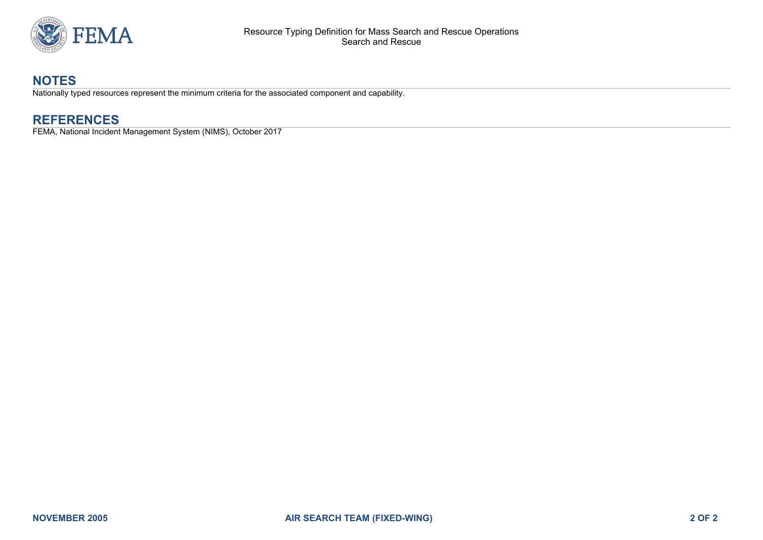## NOTES

Nationally typed resources represent the minimum criteria for the associated component and capability.

## REFERENCES

FEMA, National Incident Management System (NIMS), October 2017